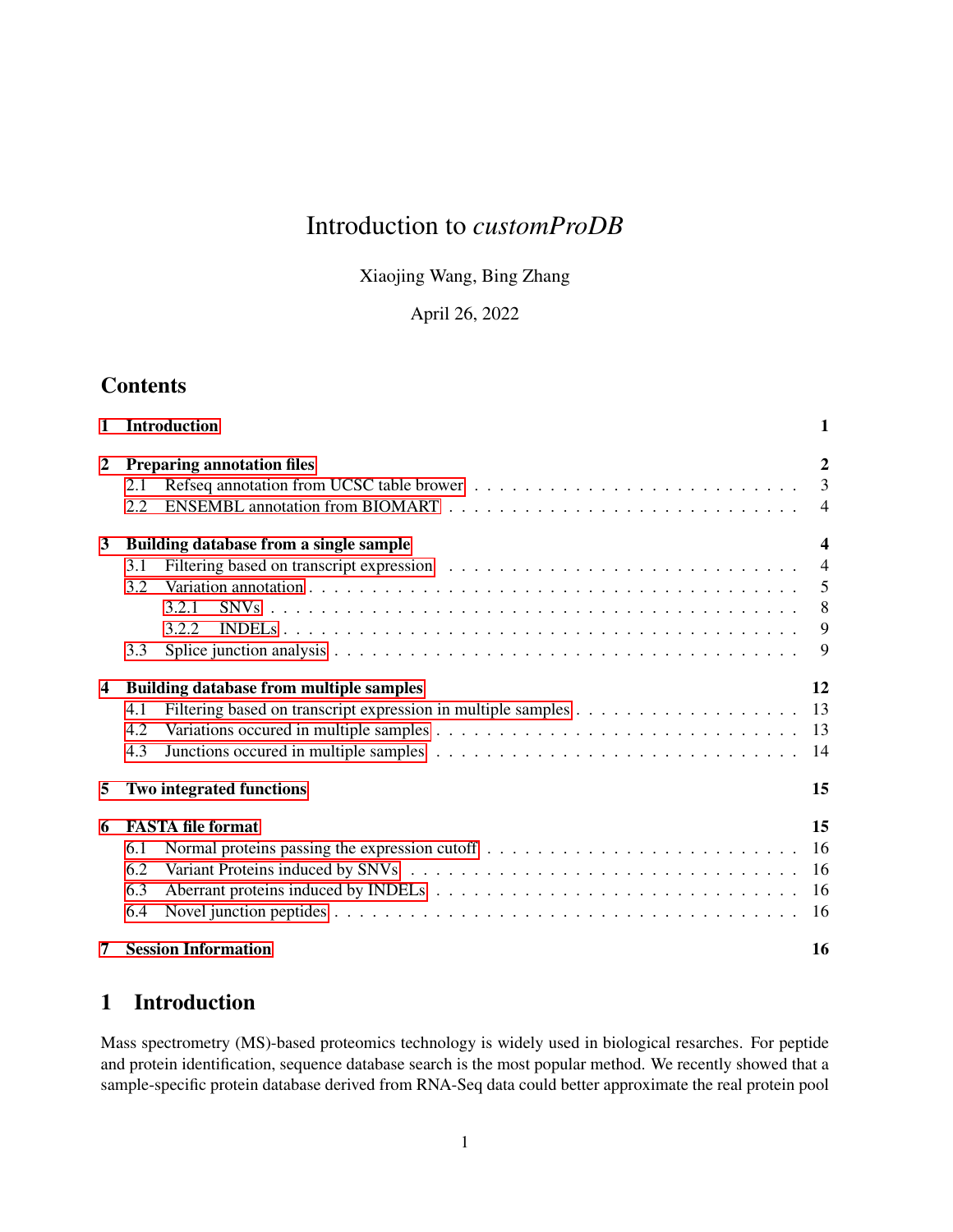# Introduction to *customProDB*

Xiaojing Wang, Bing Zhang

April 26, 2022

## Contents

| | |
|---|---|
| **1 Introduction** | **1** |
| **2 Preparing annotation files** | **2** |
| 2.1 Refseq annotation from UCSC table brower | 3 |
| 2.2 ENSEMBL annotation from BIOMART | 4 |
| **3 Building database from a single sample** | **4** |
| 3.1 Filtering based on transcript expression | 4 |
| 3.2 Variation annotation | 5 |
| 3.2.1 SNVs | 8 |
| 3.2.2 INDELs | 9 |
| 3.3 Splice junction analysis | 9 |
| **4 Building database from multiple samples** | **12** |
| 4.1 Filtering based on transcript expression in multiple samples | 13 |
| 4.2 Variations occured in multiple samples | 13 |
| 4.3 Junctions occured in multiple samples | 14 |
| **5 Two integrated functions** | **15** |
| **6 FASTA file format** | **15** |
| 6.1 Normal proteins passing the expression cutoff | 16 |
| 6.2 Variant Proteins induced by SNVs | 16 |
| 6.3 Aberrant proteins induced by INDELs | 16 |
| 6.4 Novel junction peptides | 16 |
| **7 Session Information** | **16** |

## 1 Introduction

Mass spectrometry (MS)-based proteomics technology is widely used in biological resarches. For peptide and protein identification, sequence database search is the most popular method. We recently showed that a sample-specific protein database derived from RNA-Seq data could better approximate the real protein pool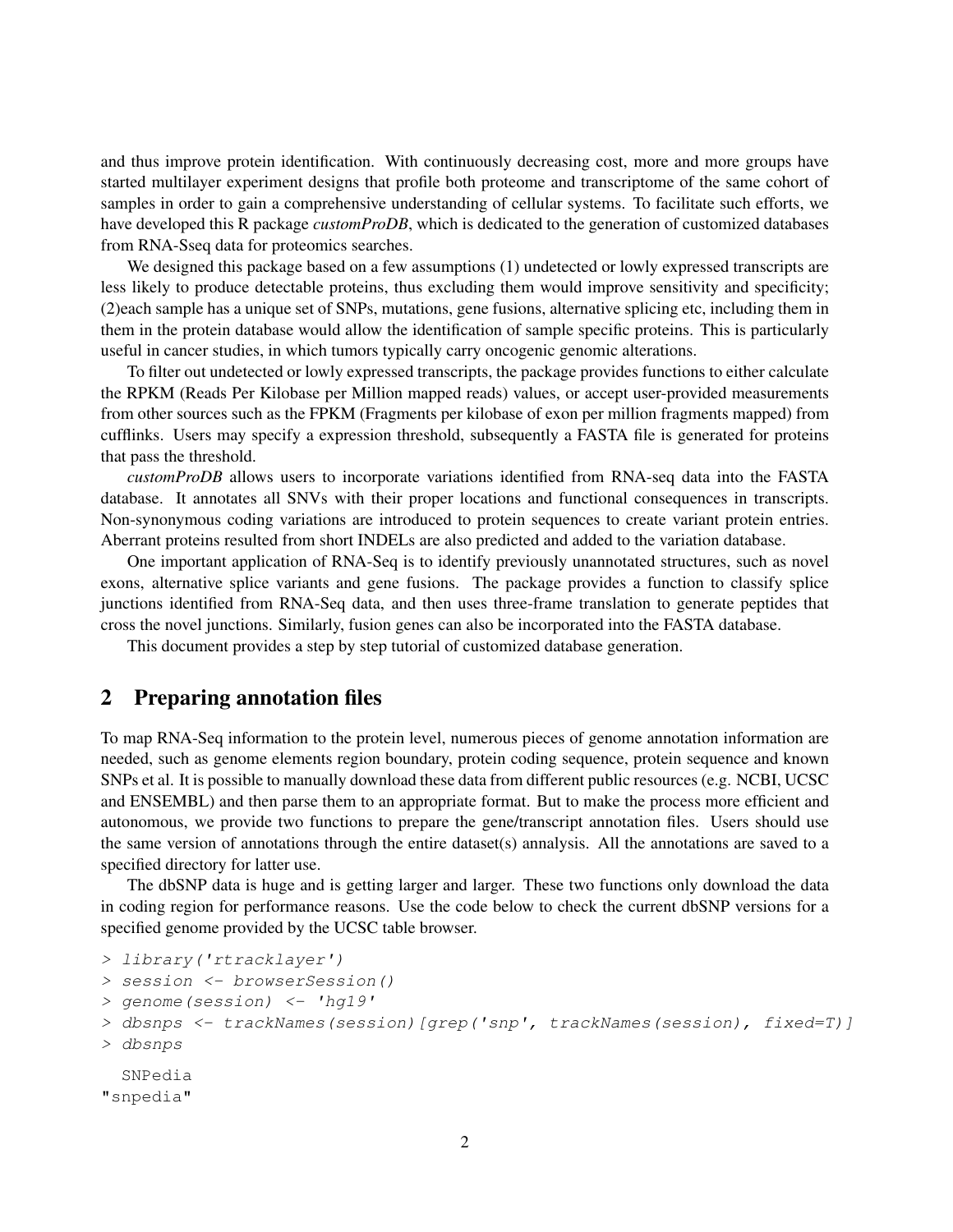and thus improve protein identification. With continuously decreasing cost, more and more groups have started multilayer experiment designs that profile both proteome and transcriptome of the same cohort of samples in order to gain a comprehensive understanding of cellular systems. To facilitate such efforts, we have developed this R package *customProDB*, which is dedicated to the generation of customized databases from RNA-Sseq data for proteomics searches.

We designed this package based on a few assumptions (1) undetected or lowly expressed transcripts are less likely to produce detectable proteins, thus excluding them would improve sensitivity and specificity; (2)each sample has a unique set of SNPs, mutations, gene fusions, alternative splicing etc, including them in them in the protein database would allow the identification of sample specific proteins. This is particularly useful in cancer studies, in which tumors typically carry oncogenic genomic alterations.

To filter out undetected or lowly expressed transcripts, the package provides functions to either calculate the RPKM (Reads Per Kilobase per Million mapped reads) values, or accept user-provided measurements from other sources such as the FPKM (Fragments per kilobase of exon per million fragments mapped) from cufflinks. Users may specify a expression threshold, subsequently a FASTA file is generated for proteins that pass the threshold.

*customProDB* allows users to incorporate variations identified from RNA-seq data into the FASTA database. It annotates all SNVs with their proper locations and functional consequences in transcripts. Non-synonymous coding variations are introduced to protein sequences to create variant protein entries. Aberrant proteins resulted from short INDELs are also predicted and added to the variation database.

One important application of RNA-Seq is to identify previously unannotated structures, such as novel exons, alternative splice variants and gene fusions. The package provides a function to classify splice junctions identified from RNA-Seq data, and then uses three-frame translation to generate peptides that cross the novel junctions. Similarly, fusion genes can also be incorporated into the FASTA database.

This document provides a step by step tutorial of customized database generation.

## 2 Preparing annotation files

To map RNA-Seq information to the protein level, numerous pieces of genome annotation information are needed, such as genome elements region boundary, protein coding sequence, protein sequence and known SNPs et al. It is possible to manually download these data from different public resources (e.g. NCBI, UCSC and ENSEMBL) and then parse them to an appropriate format. But to make the process more efficient and autonomous, we provide two functions to prepare the gene/transcript annotation files. Users should use the same version of annotations through the entire dataset(s) annalysis. All the annotations are saved to a specified directory for latter use.

The dbSNP data is huge and is getting larger and larger. These two functions only download the data in coding region for performance reasons. Use the code below to check the current dbSNP versions for a specified genome provided by the UCSC table browser.

```
> library('rtracklayer')
> session <- browserSession()
> genome(session) <- 'hg19'
> dbsnps <- trackNames(session)[grep('snp', trackNames(session), fixed=T)]
> dbsnps

  SNPedia
"snpedia"
```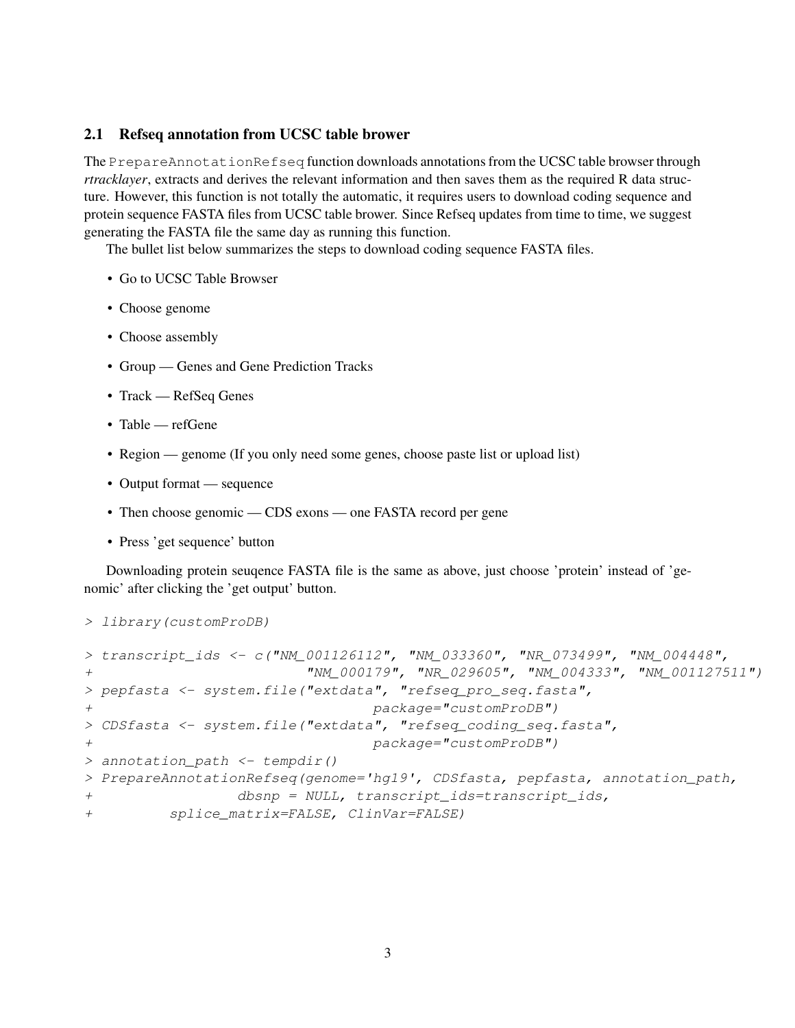## 2.1 Refseq annotation from UCSC table brower

The `PrepareAnnotationRefseq` function downloads annotations from the UCSC table browser through *rtracklayer*, extracts and derives the relevant information and then saves them as the required R data structure. However, this function is not totally the automatic, it requires users to download coding sequence and protein sequence FASTA files from UCSC table brower. Since Refseq updates from time to time, we suggest generating the FASTA file the same day as running this function.

The bullet list below summarizes the steps to download coding sequence FASTA files.

- Go to UCSC Table Browser
- Choose genome
- Choose assembly
- Group — Genes and Gene Prediction Tracks
- Track — RefSeq Genes
- Table — refGene
- Region — genome (If you only need some genes, choose paste list or upload list)
- Output format — sequence
- Then choose genomic — CDS exons — one FASTA record per gene
- Press 'get sequence' button

Downloading protein seuqence FASTA file is the same as above, just choose 'protein' instead of 'genomic' after clicking the 'get output' button.

```
> library(customProDB)
> transcript_ids <- c("NM_001126112", "NM_033360", "NR_073499", "NM_004448",
+                     "NM_000179", "NR_029605", "NM_004333", "NM_001127511")
> pepfasta <- system.file("extdata", "refseq_pro_seq.fasta",
+                         package="customProDB")
> CDSfasta <- system.file("extdata", "refseq_coding_seq.fasta",
+                         package="customProDB")
> annotation_path <- tempdir()
> PrepareAnnotationRefseq(genome='hg19', CDSfasta, pepfasta, annotation_path,
+                 dbsnp = NULL, transcript_ids=transcript_ids,
+         splice_matrix=FALSE, ClinVar=FALSE)
```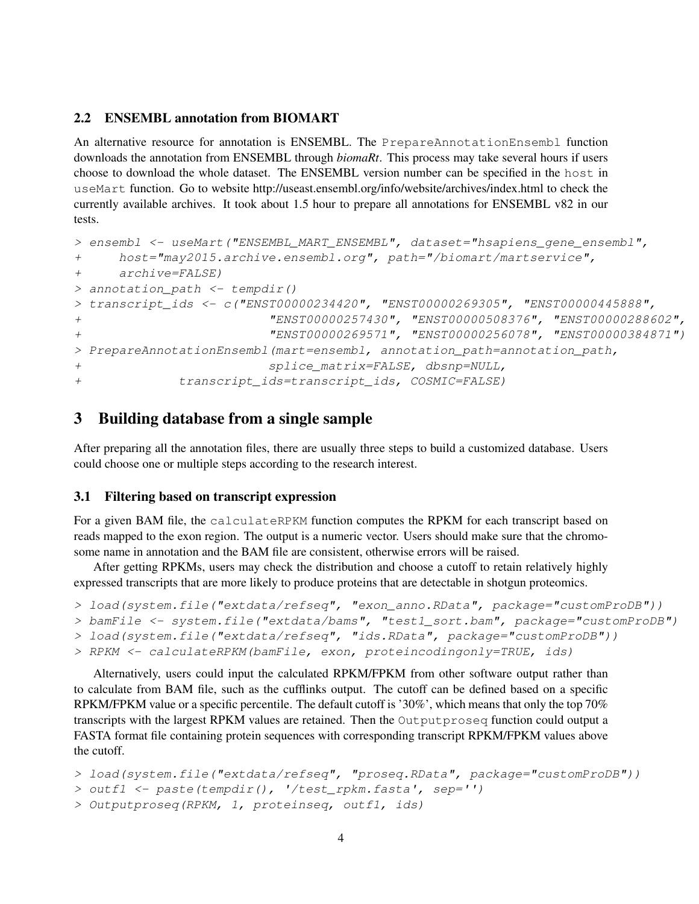## 2.2 ENSEMBL annotation from BIOMART

An alternative resource for annotation is ENSEMBL. The `PrepareAnnotationEnsembl` function downloads the annotation from ENSEMBL through *biomaRt*. This process may take several hours if users choose to download the whole dataset. The ENSEMBL version number can be specified in the `host` in `useMart` function. Go to website http://useast.ensembl.org/info/website/archives/index.html to check the currently available archives. It took about 1.5 hour to prepare all annotations for ENSEMBL v82 in our tests.

```
> ensembl <- useMart("ENSEMBL_MART_ENSEMBL", dataset="hsapiens_gene_ensembl",
+     host="may2015.archive.ensembl.org", path="/biomart/martservice",
+     archive=FALSE)
> annotation_path <- tempdir()
> transcript_ids <- c("ENST00000234420", "ENST00000269305", "ENST00000445888",
+                         "ENST00000257430", "ENST00000508376", "ENST00000288602",
+                         "ENST00000269571", "ENST00000256078", "ENST00000384871")
> PrepareAnnotationEnsembl(mart=ensembl, annotation_path=annotation_path,
+                         splice_matrix=FALSE, dbsnp=NULL,
+             transcript_ids=transcript_ids, COSMIC=FALSE)
```

# 3 Building database from a single sample

After preparing all the annotation files, there are usually three steps to build a customized database. Users could choose one or multiple steps according to the research interest.

## 3.1 Filtering based on transcript expression

For a given BAM file, the `calculateRPKM` function computes the RPKM for each transcript based on reads mapped to the exon region. The output is a numeric vector. Users should make sure that the chromosome name in annotation and the BAM file are consistent, otherwise errors will be raised.

After getting RPKMs, users may check the distribution and choose a cutoff to retain relatively highly expressed transcripts that are more likely to produce proteins that are detectable in shotgun proteomics.

```
> load(system.file("extdata/refseq", "exon_anno.RData", package="customProDB"))
> bamFile <- system.file("extdata/bams", "test1_sort.bam", package="customProDB")
> load(system.file("extdata/refseq", "ids.RData", package="customProDB"))
> RPKM <- calculateRPKM(bamFile, exon, proteincodingonly=TRUE, ids)
```

Alternatively, users could input the calculated RPKM/FPKM from other software output rather than to calculate from BAM file, such as the cufflinks output. The cutoff can be defined based on a specific RPKM/FPKM value or a specific percentile. The default cutoff is '30%', which means that only the top 70% transcripts with the largest RPKM values are retained. Then the `Outputproseq` function could output a FASTA format file containing protein sequences with corresponding transcript RPKM/FPKM values above the cutoff.

```
> load(system.file("extdata/refseq", "proseq.RData", package="customProDB"))
> outf1 <- paste(tempdir(), '/test_rpkm.fasta', sep='')
> Outputproseq(RPKM, 1, proteinseq, outf1, ids)
```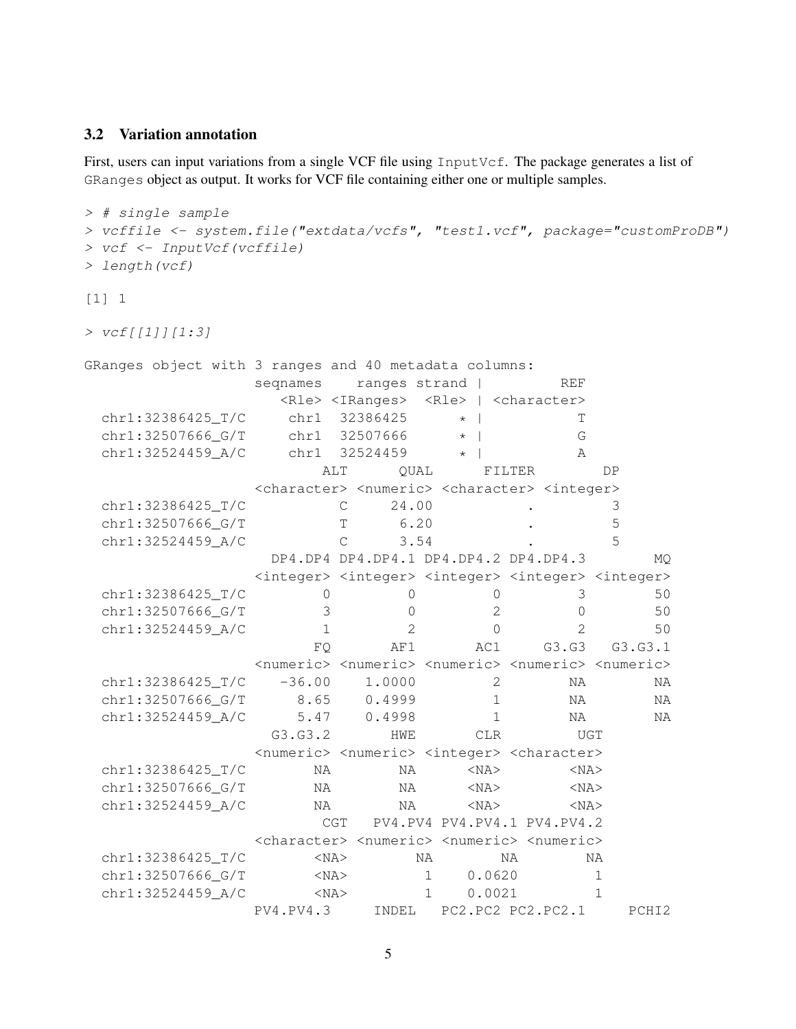### 3.2 Variation annotation

First, users can input variations from a single VCF file using `InputVcf`. The package generates a list of `GRanges` object as output. It works for VCF file containing either one or multiple samples.

```
> # single sample
> vcffile <- system.file("extdata/vcfs", "test1.vcf", package="customProDB")
> vcf <- InputVcf(vcffile)
> length(vcf)

[1] 1

> vcf[[1]][1:3]

GRanges object with 3 ranges and 40 metadata columns:
                   seqnames    ranges strand |         REF
                      <Rle> <IRanges>  <Rle> | <character>
  chr1:32386425_T/C     chr1  32386425      * |           T
  chr1:32507666_G/T     chr1  32507666      * |           G
  chr1:32524459_A/C     chr1  32524459      * |           A
                          ALT      QUAL      FILTER        DP
                  <character> <numeric> <character> <integer>
  chr1:32386425_T/C           C     24.00           .         3
  chr1:32507666_G/T           T      6.20           .         5
  chr1:32524459_A/C           C      3.54           .         5
                    DP4.DP4 DP4.DP4.1 DP4.DP4.2 DP4.DP4.3        MQ
                  <integer> <integer> <integer> <integer> <integer>
  chr1:32386425_T/C         0         0         0         3        50
  chr1:32507666_G/T         3         0         2         0        50
  chr1:32524459_A/C         1         2         0         2        50
                         FQ       AF1       AC1     G3.G3   G3.G3.1
                  <numeric> <numeric> <numeric> <numeric> <numeric>
  chr1:32386425_T/C    -36.00    1.0000         2        NA        NA
  chr1:32507666_G/T      8.65    0.4999         1        NA        NA
  chr1:32524459_A/C      5.47    0.4998         1        NA        NA
                    G3.G3.2       HWE       CLR         UGT
                  <numeric> <numeric> <integer> <character>
  chr1:32386425_T/C        NA        NA      <NA>        <NA>
  chr1:32507666_G/T        NA        NA      <NA>        <NA>
  chr1:32524459_A/C        NA        NA      <NA>        <NA>
                          CGT   PV4.PV4 PV4.PV4.1 PV4.PV4.2
                  <character> <numeric> <numeric> <numeric>
  chr1:32386425_T/C        <NA>        NA        NA        NA
  chr1:32507666_G/T        <NA>         1    0.0620         1
  chr1:32524459_A/C        <NA>         1    0.0021         1
                  PV4.PV4.3     INDEL   PC2.PC2 PC2.PC2.1     PCHI2
```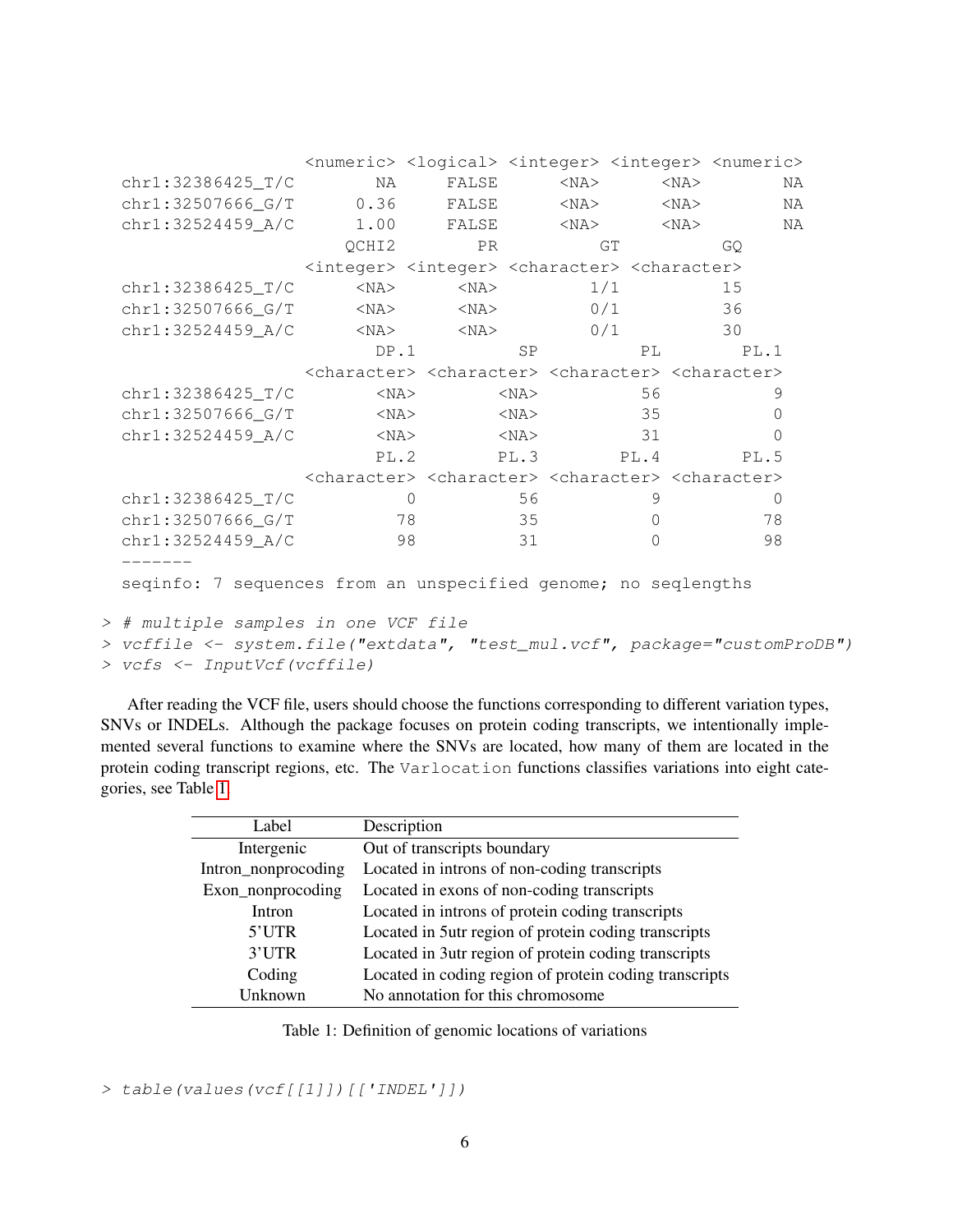```
                     <numeric> <logical> <integer> <integer> <numeric>
  chr1:32386425_T/C         NA     FALSE      <NA>      <NA>        NA
  chr1:32507666_G/T       0.36     FALSE      <NA>      <NA>        NA
  chr1:32524459_A/C       1.00     FALSE      <NA>      <NA>        NA
                         QCHI2        PR          GT          GQ
                     <integer> <integer> <character> <character>
  chr1:32386425_T/C       <NA>      <NA>         1/1          15
  chr1:32507666_G/T       <NA>      <NA>         0/1          36
  chr1:32524459_A/C       <NA>      <NA>         0/1          30
                          DP.1          SP          PL        PL.1
                     <character> <character> <character> <character>
  chr1:32386425_T/C         <NA>        <NA>          56           9
  chr1:32507666_G/T         <NA>        <NA>          35           0
  chr1:32524459_A/C         <NA>        <NA>          31           0
                          PL.2        PL.3        PL.4        PL.5
                     <character> <character> <character> <character>
  chr1:32386425_T/C            0          56           9           0
  chr1:32507666_G/T           78          35           0          78
  chr1:32524459_A/C           98          31           0          98
  -------
  seqinfo: 7 sequences from an unspecified genome; no seqlengths
```

```
> # multiple samples in one VCF file
> vcffile <- system.file("extdata", "test_mul.vcf", package="customProDB")
> vcfs <- InputVcf(vcffile)
```

After reading the VCF file, users should choose the functions corresponding to different variation types, SNVs or INDELs. Although the package focuses on protein coding transcripts, we intentionally implemented several functions to examine where the SNVs are located, how many of them are located in the protein coding transcript regions, etc. The `Varlocation` functions classifies variations into eight categories, see Table 1.

| Label | Description |
|---|---|
| Intergenic | Out of transcripts boundary |
| Intron_nonprocoding | Located in introns of non-coding transcripts |
| Exon_nonprocoding | Located in exons of non-coding transcripts |
| Intron | Located in introns of protein coding transcripts |
| 5'UTR | Located in 5utr region of protein coding transcripts |
| 3'UTR | Located in 3utr region of protein coding transcripts |
| Coding | Located in coding region of protein coding transcripts |
| Unknown | No annotation for this chromosome |

Table 1: Definition of genomic locations of variations

```
> table(values(vcf[[1]])[['INDEL']])
```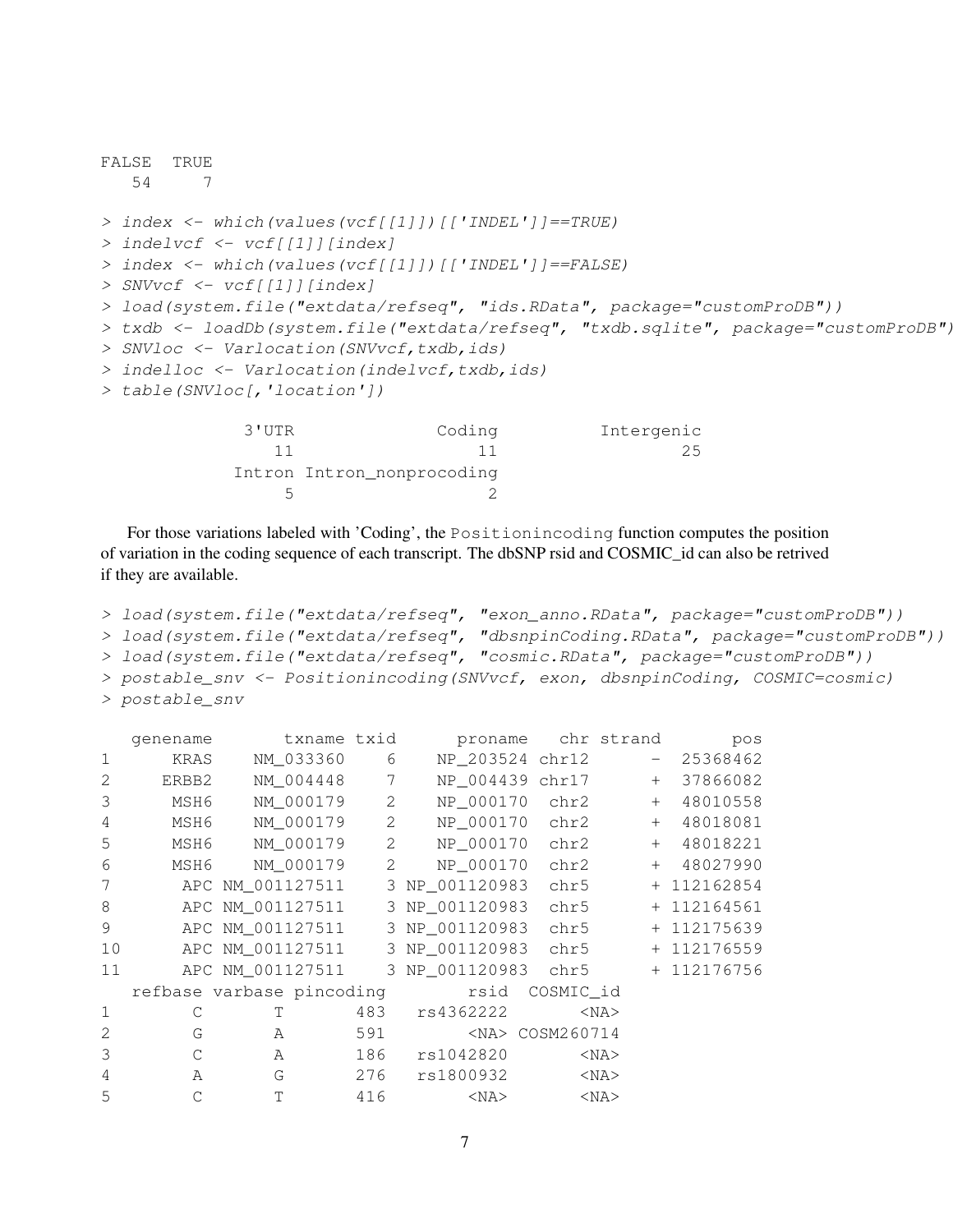```
FALSE  TRUE
   54     7
```

```
> index <- which(values(vcf[[1]])[['INDEL']]==TRUE)
> indelvcf <- vcf[[1]][index]
> index <- which(values(vcf[[1]])[['INDEL']]==FALSE)
> SNVvcf <- vcf[[1]][index]
> load(system.file("extdata/refseq", "ids.RData", package="customProDB"))
> txdb <- loadDb(system.file("extdata/refseq", "txdb.sqlite", package="customProDB")
> SNVloc <- Varlocation(SNVvcf,txdb,ids)
> indelloc <- Varlocation(indelvcf,txdb,ids)
> table(SNVloc[,'location'])
```

```
              3'UTR              Coding          Intergenic 
                 11                  11                  25 
             Intron Intron_nonprocoding 
                  5                   2 
```

For those variations labeled with 'Coding', the `Positionincoding` function computes the position of variation in the coding sequence of each transcript. The dbSNP rsid and COSMIC_id can also be retrived if they are available.

```
> load(system.file("extdata/refseq", "exon_anno.RData", package="customProDB"))
> load(system.file("extdata/refseq", "dbsnpinCoding.RData", package="customProDB"))
> load(system.file("extdata/refseq", "cosmic.RData", package="customProDB"))
> postable_snv <- Positionincoding(SNVvcf, exon, dbsnpinCoding, COSMIC=cosmic)
> postable_snv
```

```
   genename       txname txid      proname   chr strand       pos
1      KRAS    NM_033360    6    NP_203524 chr12      -  25368462
2     ERBB2    NM_004448    7    NP_004439 chr17      +  37866082
3      MSH6    NM_000179    2    NP_000170  chr2      +  48010558
4      MSH6    NM_000179    2    NP_000170  chr2      +  48018081
5      MSH6    NM_000179    2    NP_000170  chr2      +  48018221
6      MSH6    NM_000179    2    NP_000170  chr2      +  48027990
7       APC NM_001127511    3 NP_001120983  chr5      + 112162854
8       APC NM_001127511    3 NP_001120983  chr5      + 112164561
9       APC NM_001127511    3 NP_001120983  chr5      + 112175639
10      APC NM_001127511    3 NP_001120983  chr5      + 112176559
11      APC NM_001127511    3 NP_001120983  chr5      + 112176756
   refbase varbase pincoding        rsid  COSMIC_id
1        C       T       483   rs4362222       <NA>
2        G       A       591        <NA> COSM260714
3        C       A       186   rs1042820       <NA>
4        A       G       276   rs1800932       <NA>
5        C       T       416        <NA>       <NA>
```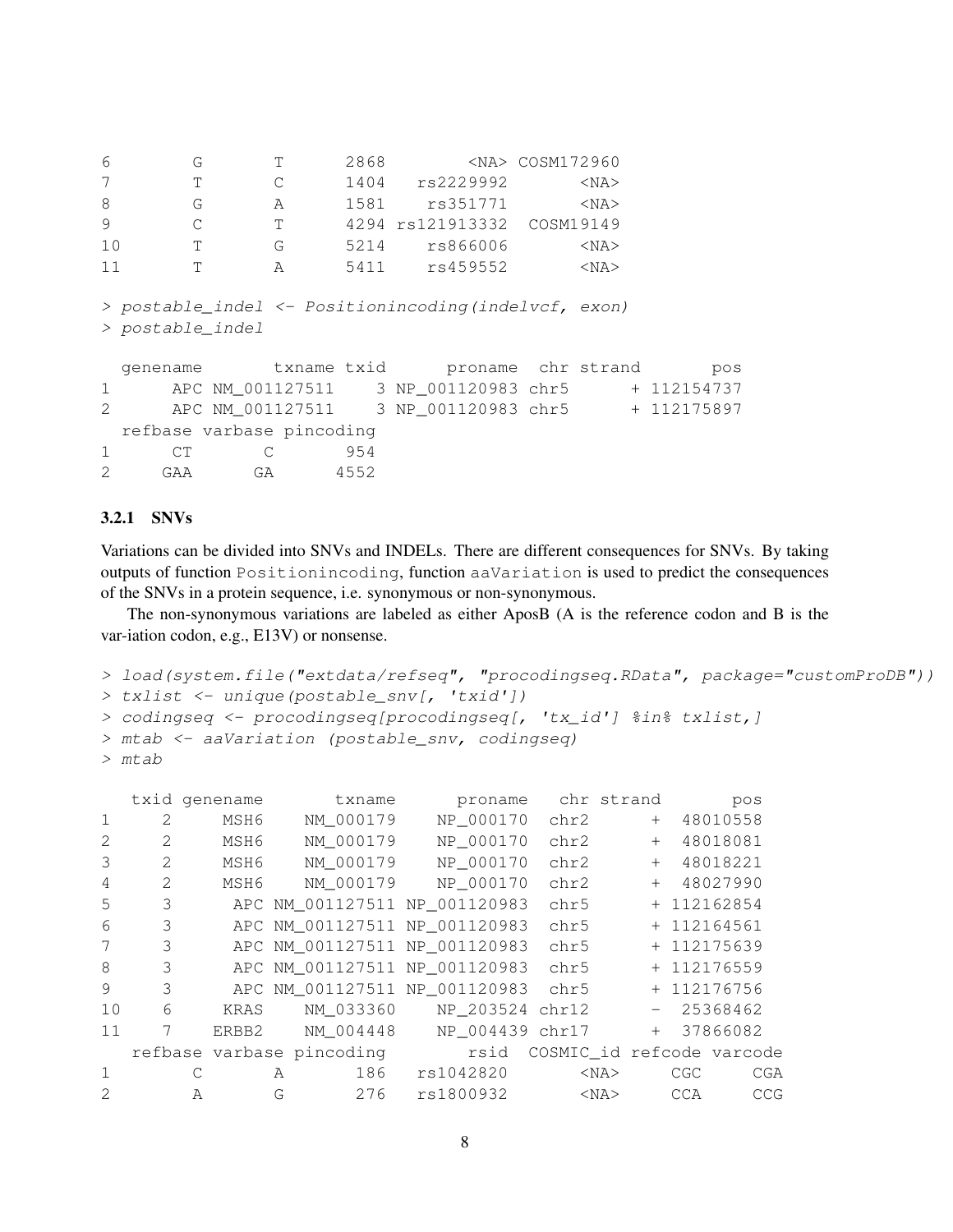```
6        G       T      2868        <NA> COSM172960
7        T       C      1404   rs2229992       <NA>
8        G       A      1581    rs351771       <NA>
9        C       T      4294 rs121913332  COSM19149
10       T       G      5214    rs866006       <NA>
11       T       A      5411    rs459552       <NA>
```

```
> postable_indel <- Positionincoding(indelvcf, exon)
> postable_indel

  genename       txname txid      proname  chr strand       pos
1      APC NM_001127511    3 NP_001120983 chr5      + 112154737
2      APC NM_001127511    3 NP_001120983 chr5      + 112175897
  refbase varbase pincoding
1      CT       C       954
2     GAA      GA      4552
```

### 3.2.1 SNVs

Variations can be divided into SNVs and INDELs. There are different consequences for SNVs. By taking outputs of function `Positionincoding`, function `aaVariation` is used to predict the consequences of the SNVs in a protein sequence, i.e. synonymous or non-synonymous.

The non-synonymous variations are labeled as either AposB (A is the reference codon and B is the var-iation codon, e.g., E13V) or nonsense.

```
> load(system.file("extdata/refseq", "procodingseq.RData", package="customProDB"))
> txlist <- unique(postable_snv[, 'txid'])
> codingseq <- procodingseq[procodingseq[, 'tx_id'] %in% txlist,]
> mtab <- aaVariation (postable_snv, codingseq)
> mtab

   txid genename       txname      proname   chr strand       pos
1     2     MSH6    NM_000179    NP_000170  chr2      +  48010558
2     2     MSH6    NM_000179    NP_000170  chr2      +  48018081
3     2     MSH6    NM_000179    NP_000170  chr2      +  48018221
4     2     MSH6    NM_000179    NP_000170  chr2      +  48027990
5     3      APC NM_001127511 NP_001120983  chr5      + 112162854
6     3      APC NM_001127511 NP_001120983  chr5      + 112164561
7     3      APC NM_001127511 NP_001120983  chr5      + 112175639
8     3      APC NM_001127511 NP_001120983  chr5      + 112176559
9     3      APC NM_001127511 NP_001120983  chr5      + 112176756
10    6     KRAS    NM_033360    NP_203524 chr12      -  25368462
11    7    ERBB2    NM_004448    NP_004439 chr17      +  37866082
   refbase varbase pincoding        rsid  COSMIC_id refcode varcode
1        C       A       186   rs1042820       <NA>     CGC     CGA
2        A       G       276   rs1800932       <NA>     CCA     CCG
```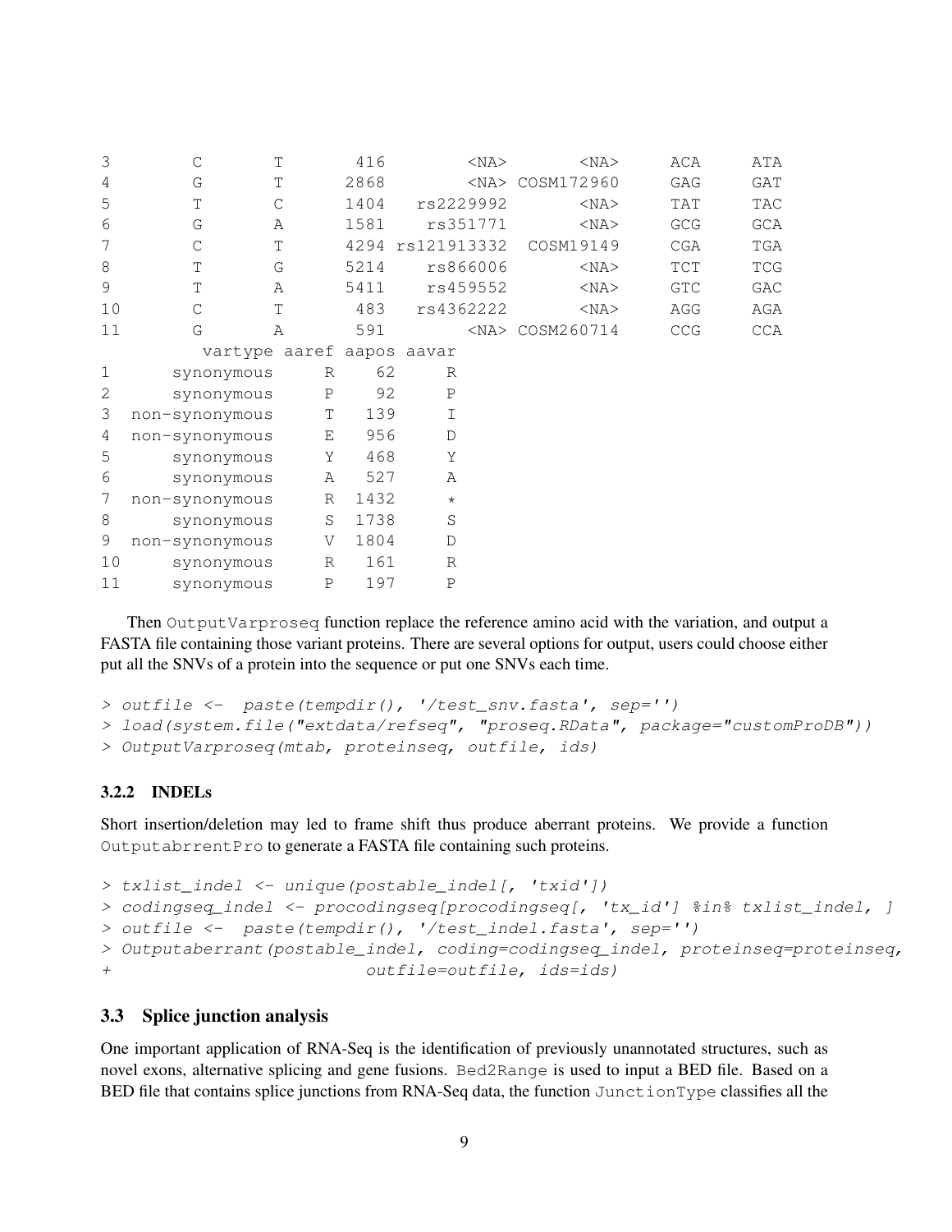```
3          C        T       416         <NA>        <NA>      ACA      ATA
4          G        T      2868         <NA> COSM172960      GAG      GAT
5          T        C      1404    rs2229992        <NA>      TAT      TAC
6          G        A      1581     rs351771        <NA>      GCG      GCA
7          C        T      4294 rs121913332   COSM19149      CGA      TGA
8          T        G      5214     rs866006        <NA>      TCT      TCG
9          T        A      5411     rs459552        <NA>      GTC      GAC
10         C        T       483    rs4362222        <NA>      AGG      AGA
11         G        A       591         <NA> COSM260714      CCG      CCA
          vartype aaref aapos aavar
1      synonymous     R    62     R
2      synonymous     P    92     P
3  non-synonymous     T   139     I
4  non-synonymous     E   956     D
5      synonymous     Y   468     Y
6      synonymous     A   527     A
7  non-synonymous     R  1432     *
8      synonymous     S  1738     S
9  non-synonymous     V  1804     D
10     synonymous     R   161     R
11     synonymous     P   197     P
```

Then `OutputVarproseq` function replace the reference amino acid with the variation, and output a FASTA file containing those variant proteins. There are several options for output, users could choose either put all the SNVs of a protein into the sequence or put one SNVs each time.

```
> outfile <-  paste(tempdir(), '/test_snv.fasta', sep='')
> load(system.file("extdata/refseq", "proseq.RData", package="customProDB"))
> OutputVarproseq(mtab, proteinseq, outfile, ids)
```

#### 3.2.2 INDELs

Short insertion/deletion may led to frame shift thus produce aberrant proteins. We provide a function `OutputabrrentPro` to generate a FASTA file containing such proteins.

```
> txlist_indel <- unique(postable_indel[, 'txid'])
> codingseq_indel <- procodingseq[procodingseq[, 'tx_id'] %in% txlist_indel, ]
> outfile <-  paste(tempdir(), '/test_indel.fasta', sep='')
> Outputaberrant(postable_indel, coding=codingseq_indel, proteinseq=proteinseq,
+                            outfile=outfile, ids=ids)
```

### 3.3 Splice junction analysis

One important application of RNA-Seq is the identification of previously unannotated structures, such as novel exons, alternative splicing and gene fusions. `Bed2Range` is used to input a BED file. Based on a BED file that contains splice junctions from RNA-Seq data, the function `JunctionType` classifies all the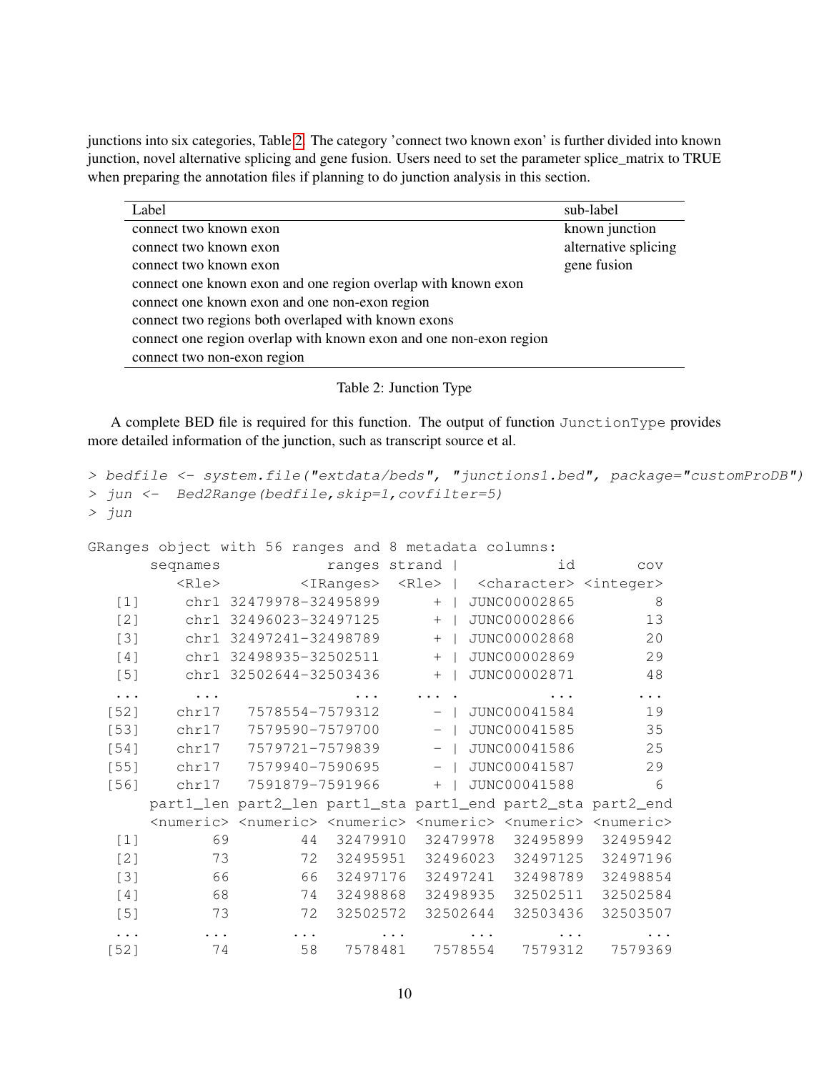junctions into six categories, Table 2. The category 'connect two known exon' is further divided into known junction, novel alternative splicing and gene fusion. Users need to set the parameter splice_matrix to TRUE when preparing the annotation files if planning to do junction analysis in this section.

| Label | sub-label |
|---|---|
| connect two known exon | known junction |
| connect two known exon | alternative splicing |
| connect two known exon | gene fusion |
| connect one known exon and one region overlap with known exon | |
| connect one known exon and one non-exon region | |
| connect two regions both overlaped with known exons | |
| connect one region overlap with known exon and one non-exon region | |
| connect two non-exon region | |

Table 2: Junction Type

A complete BED file is required for this function. The output of function `JunctionType` provides more detailed information of the junction, such as transcript source et al.

```
> bedfile <- system.file("extdata/beds", "junctions1.bed", package="customProDB")
> jun <-  Bed2Range(bedfile,skip=1,covfilter=5)
> jun

GRanges object with 56 ranges and 8 metadata columns:
       seqnames            ranges strand |          id       cov
          <Rle>         <IRanges>  <Rle> | <character> <integer>
   [1]     chr1 32479978-32495899      + | JUNC00002865         8
   [2]     chr1 32496023-32497125      + | JUNC00002866        13
   [3]     chr1 32497241-32498789      + | JUNC00002868        20
   [4]     chr1 32498935-32502511      + | JUNC00002869        29
   [5]     chr1 32502644-32503436      + | JUNC00002871        48
   ...      ...               ...    ... .         ...       ...
  [52]    chr17   7578554-7579312      - | JUNC00041584        19
  [53]    chr17   7579590-7579700      - | JUNC00041585        35
  [54]    chr17   7579721-7579839      - | JUNC00041586        25
  [55]    chr17   7579940-7590695      - | JUNC00041587        29
  [56]    chr17   7591879-7591966      + | JUNC00041588         6
       part1_len part2_len part1_sta part1_end part2_sta part2_end
       <numeric> <numeric> <numeric> <numeric> <numeric> <numeric>
   [1]        69        44  32479910  32479978  32495899  32495942
   [2]        73        72  32495951  32496023  32497125  32497196
   [3]        66        66  32497176  32497241  32498789  32498854
   [4]        68        74  32498868  32498935  32502511  32502584
   [5]        73        72  32502572  32502644  32503436  32503507
   ...       ...       ...       ...       ...       ...       ...
  [52]        74        58   7578481   7578554   7579312   7579369
```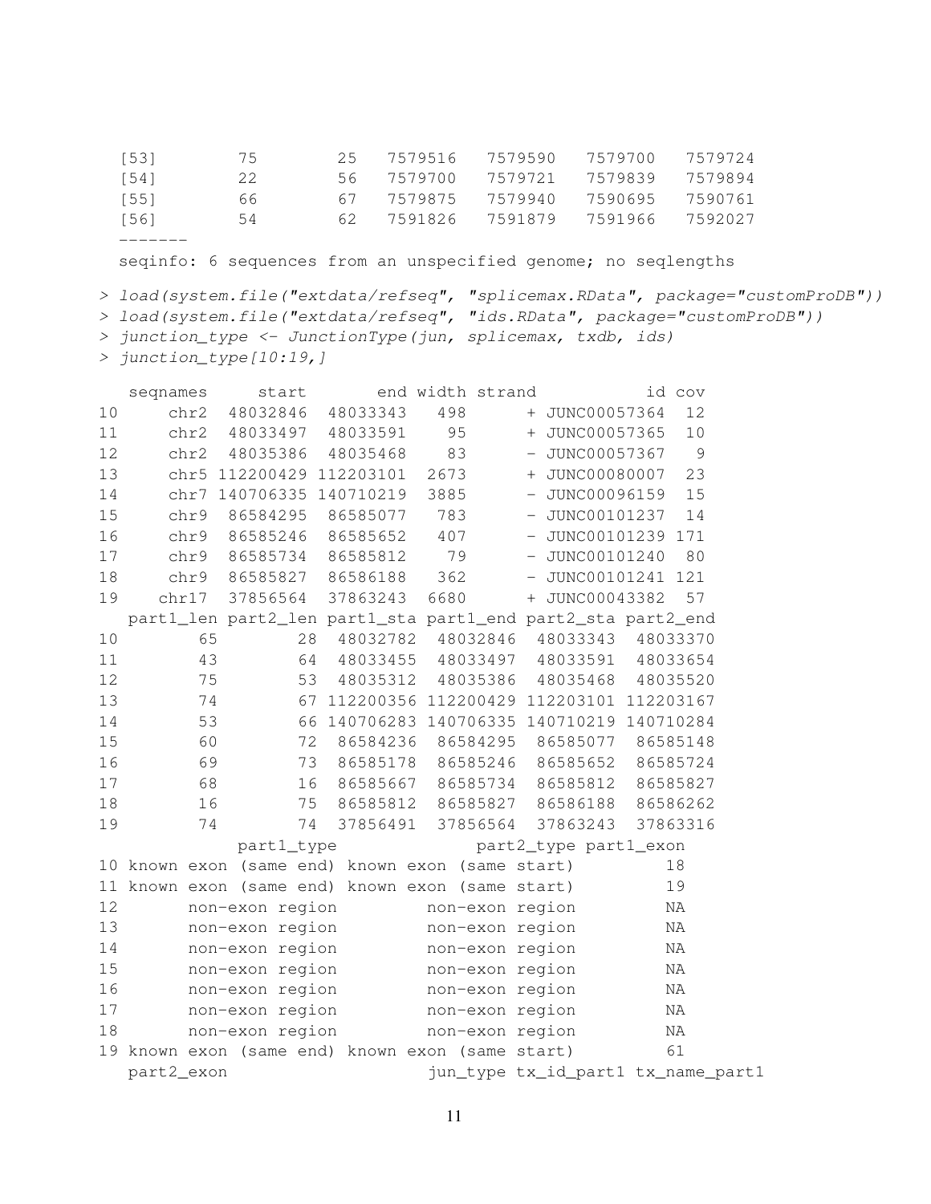```
  [53]        75        25   7579516   7579590   7579700   7579724
  [54]        22        56   7579700   7579721   7579839   7579894
  [55]        66        67   7579875   7579940   7590695   7590761
  [56]        54        62   7591826   7591879   7591966   7592027
  -------
  seqinfo: 6 sequences from an unspecified genome; no seqlengths
```

```
> load(system.file("extdata/refseq", "splicemax.RData", package="customProDB"))
> load(system.file("extdata/refseq", "ids.RData", package="customProDB"))
> junction_type <- JunctionType(jun, splicemax, txdb, ids)
> junction_type[10:19,]
```

```
   seqnames     start       end width strand          id cov
10     chr2  48032846  48033343   498      + JUNC00057364  12
11     chr2  48033497  48033591    95      + JUNC00057365  10
12     chr2  48035386  48035468    83      - JUNC00057367   9
13     chr5 112200429 112203101  2673      + JUNC00080007  23
14     chr7 140706335 140710219  3885      - JUNC00096159  15
15     chr9  86584295  86585077   783      - JUNC00101237  14
16     chr9  86585246  86585652   407      - JUNC00101239 171
17     chr9  86585734  86585812    79      - JUNC00101240  80
18     chr9  86585827  86586188   362      - JUNC00101241 121
19    chr17  37856564  37863243  6680      + JUNC00043382  57
   part1_len part2_len part1_sta part1_end part2_sta part2_end
10        65        28  48032782  48032846  48033343  48033370
11        43        64  48033455  48033497  48033591  48033654
12        75        53  48035312  48035386  48035468  48035520
13        74        67 112200356 112200429 112203101 112203167
14        53        66 140706283 140706335 140710219 140710284
15        60        72  86584236  86584295  86585077  86585148
16        69        73  86585178  86585246  86585652  86585724
17        68        16  86585667  86585734  86585812  86585827
18        16        75  86585812  86585827  86586188  86586262
19        74        74  37856491  37856564  37863243  37863316
            part1_type              part2_type part1_exon
10 known exon (same end) known exon (same start)         18
11 known exon (same end) known exon (same start)         19
12       non-exon region         non-exon region         NA
13       non-exon region         non-exon region         NA
14       non-exon region         non-exon region         NA
15       non-exon region         non-exon region         NA
16       non-exon region         non-exon region         NA
17       non-exon region         non-exon region         NA
18       non-exon region         non-exon region         NA
19 known exon (same end) known exon (same start)         61
   part2_exon                  jun_type tx_id_part1 tx_name_part1
```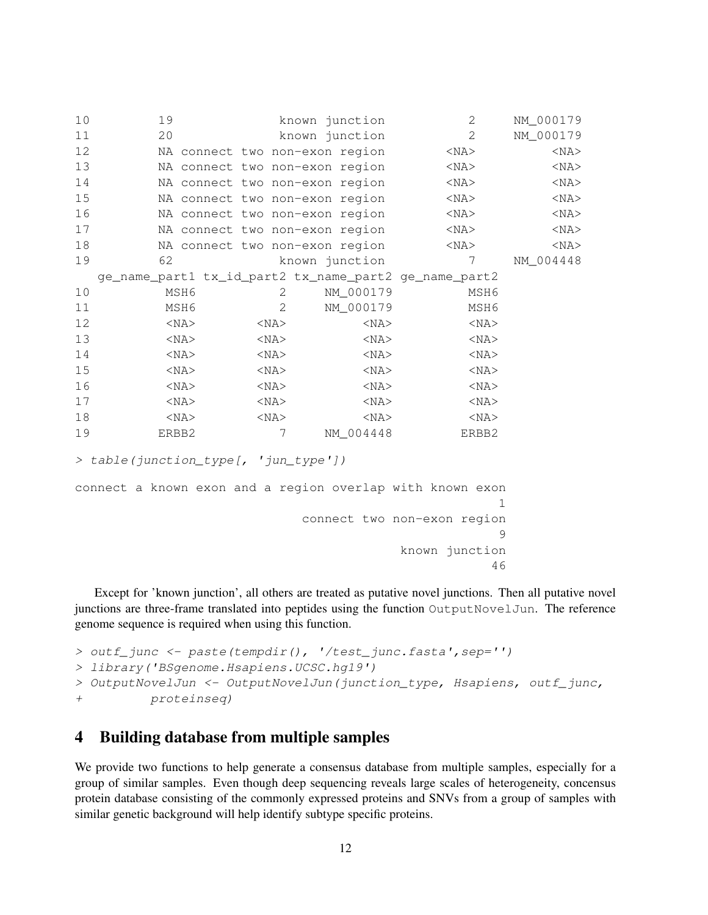```
10        19              known junction          2     NM_000179
11        20              known junction          2     NM_000179
12        NA connect two non-exon region       <NA>          <NA>
13        NA connect two non-exon region       <NA>          <NA>
14        NA connect two non-exon region       <NA>          <NA>
15        NA connect two non-exon region       <NA>          <NA>
16        NA connect two non-exon region       <NA>          <NA>
17        NA connect two non-exon region       <NA>          <NA>
18        NA connect two non-exon region       <NA>          <NA>
19        62              known junction          7     NM_004448
   ge_name_part1 tx_id_part2 tx_name_part2 ge_name_part2
10          MSH6           2     NM_000179          MSH6
11          MSH6           2     NM_000179          MSH6
12          <NA>        <NA>          <NA>          <NA>
13          <NA>        <NA>          <NA>          <NA>
14          <NA>        <NA>          <NA>          <NA>
15          <NA>        <NA>          <NA>          <NA>
16          <NA>        <NA>          <NA>          <NA>
17          <NA>        <NA>          <NA>          <NA>
18          <NA>        <NA>          <NA>          <NA>
19         ERBB2           7     NM_004448         ERBB2

> table(junction_type[, 'jun_type'])

connect a known exon and a region overlap with known exon
                                                        1
                             connect two non-exon region
                                                        9
                                          known junction
                                                       46
```

Except for 'known junction', all others are treated as putative novel junctions. Then all putative novel junctions are three-frame translated into peptides using the function `OutputNovelJun`. The reference genome sequence is required when using this function.

```
> outf_junc <- paste(tempdir(), '/test_junc.fasta',sep='')
> library('BSgenome.Hsapiens.UCSC.hg19')
> OutputNovelJun <- OutputNovelJun(junction_type, Hsapiens, outf_junc,
+         proteinseq)
```

# 4 Building database from multiple samples

We provide two functions to help generate a consensus database from multiple samples, especially for a group of similar samples. Even though deep sequencing reveals large scales of heterogeneity, concensus protein database consisting of the commonly expressed proteins and SNVs from a group of samples with similar genetic background will help identify subtype specific proteins.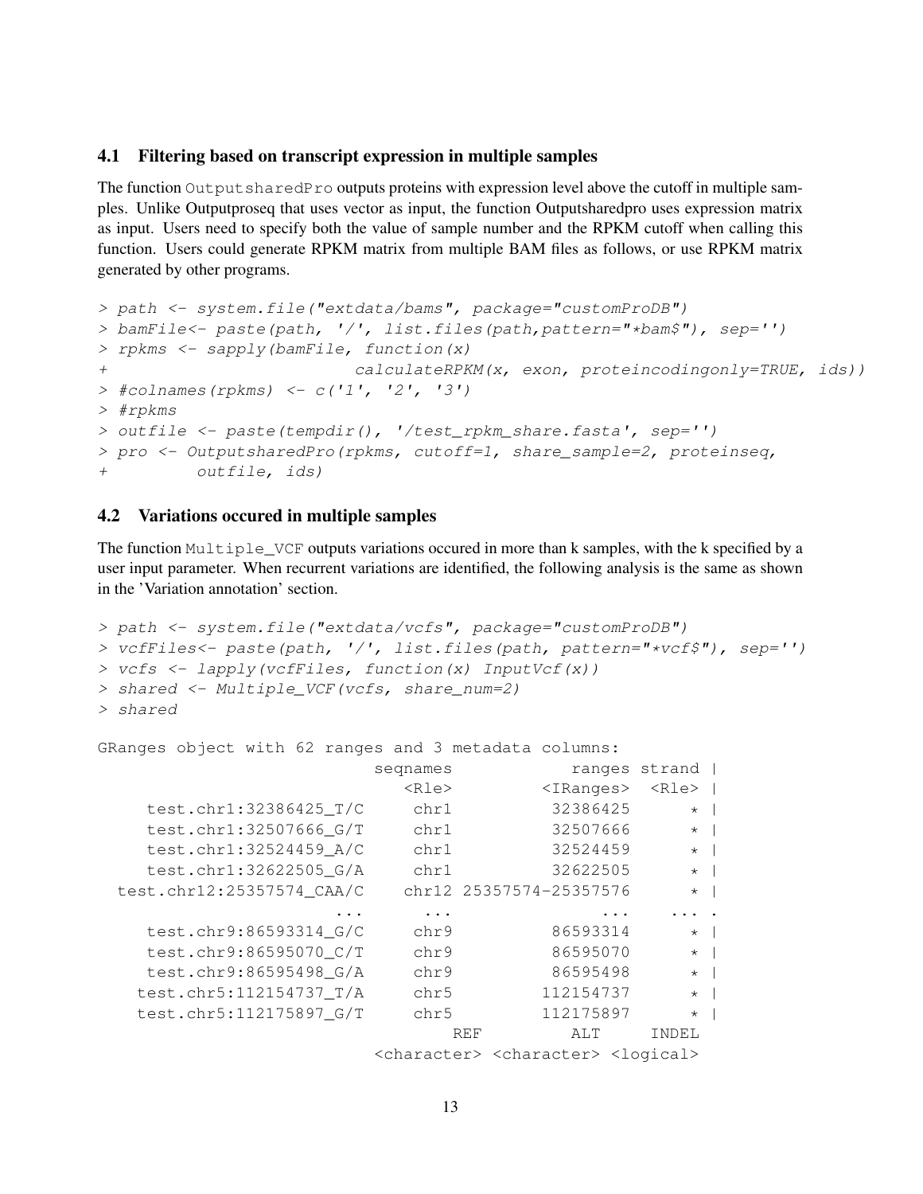### 4.1 Filtering based on transcript expression in multiple samples

The function `OutputsharedPro` outputs proteins with expression level above the cutoff in multiple samples. Unlike Outputproseq that uses vector as input, the function Outputsharedpro uses expression matrix as input. Users need to specify both the value of sample number and the RPKM cutoff when calling this function. Users could generate RPKM matrix from multiple BAM files as follows, or use RPKM matrix generated by other programs.

```
> path <- system.file("extdata/bams", package="customProDB")
> bamFile<- paste(path, '/', list.files(path,pattern="*bam$"), sep='')
> rpkms <- sapply(bamFile, function(x)
+                          calculateRPKM(x, exon, proteincodingonly=TRUE, ids))
> #colnames(rpkms) <- c('1', '2', '3')
> #rpkms
> outfile <- paste(tempdir(), '/test_rpkm_share.fasta', sep='')
> pro <- OutputsharedPro(rpkms, cutoff=1, share_sample=2, proteinseq,
+         outfile, ids)
```

### 4.2 Variations occured in multiple samples

The function `Multiple_VCF` outputs variations occured in more than k samples, with the k specified by a user input parameter. When recurrent variations are identified, the following analysis is the same as shown in the 'Variation annotation' section.

```
> path <- system.file("extdata/vcfs", package="customProDB")
> vcfFiles<- paste(path, '/', list.files(path, pattern="*vcf$"), sep='')
> vcfs <- lapply(vcfFiles, function(x) InputVcf(x))
> shared <- Multiple_VCF(vcfs, share_num=2)
> shared
```

```
GRanges object with 62 ranges and 3 metadata columns:
                           seqnames            ranges strand |
                              <Rle>         <IRanges>  <Rle> |
     test.chr1:32386425_T/C     chr1          32386425      * |
     test.chr1:32507666_G/T     chr1          32507666      * |
     test.chr1:32524459_A/C     chr1          32524459      * |
     test.chr1:32622505_G/A     chr1          32622505      * |
  test.chr12:25357574_CAA/C    chr12 25357574-25357576      * |
                        ...      ...               ...    ... .
     test.chr9:86593314_G/C     chr9          86593314      * |
     test.chr9:86595070_C/T     chr9          86595070      * |
     test.chr9:86595498_G/A     chr9          86595498      * |
    test.chr5:112154737_T/A     chr5         112154737      * |
    test.chr5:112175897_G/T     chr5         112175897      * |
                                    REF         ALT     INDEL
                            <character> <character> <logical>
```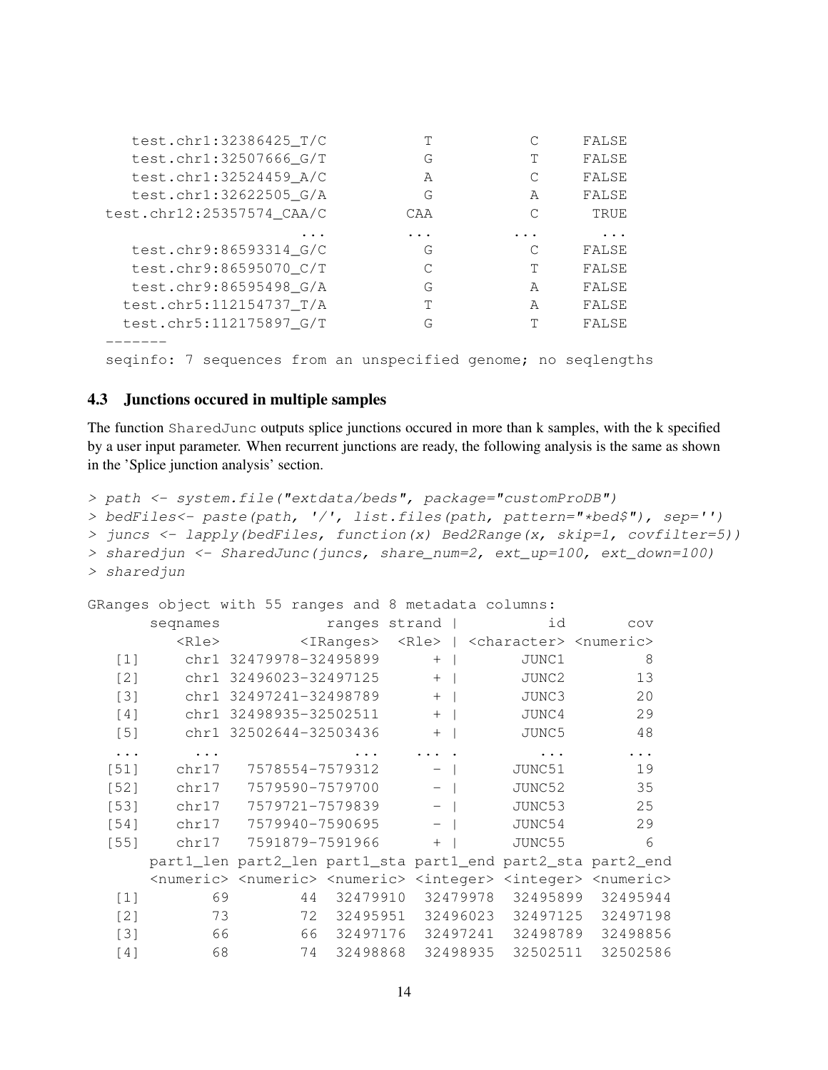```
    test.chr1:32386425_T/C          T           C     FALSE
    test.chr1:32507666_G/T          G           T     FALSE
    test.chr1:32524459_A/C          A           C     FALSE
    test.chr1:32622505_G/A          G           A     FALSE
 test.chr12:25357574_CAA/C        CAA           C      TRUE
                       ...        ...         ...       ...
    test.chr9:86593314_G/C          G           C     FALSE
    test.chr9:86595070_C/T          C           T     FALSE
    test.chr9:86595498_G/A          G           A     FALSE
   test.chr5:112154737_T/A          T           A     FALSE
   test.chr5:112175897_G/T          G           T     FALSE
  -------
  seqinfo: 7 sequences from an unspecified genome; no seqlengths
```

### 4.3 Junctions occured in multiple samples

The function SharedJunc outputs splice junctions occured in more than k samples, with the k specified by a user input parameter. When recurrent junctions are ready, the following analysis is the same as shown in the 'Splice junction analysis' section.

```
> path <- system.file("extdata/beds", package="customProDB")
> bedFiles<- paste(path, '/', list.files(path, pattern="*bed$"), sep='')
> juncs <- lapply(bedFiles, function(x) Bed2Range(x, skip=1, covfilter=5))
> sharedjun <- SharedJunc(juncs, share_num=2, ext_up=100, ext_down=100)
> sharedjun
```

```
GRanges object with 55 ranges and 8 metadata columns:
       seqnames            ranges strand |          id       cov
          <Rle>         <IRanges>  <Rle> | <character> <numeric>
   [1]     chr1 32479978-32495899      + |       JUNC1         8
   [2]     chr1 32496023-32497125      + |       JUNC2        13
   [3]     chr1 32497241-32498789      + |       JUNC3        20
   [4]     chr1 32498935-32502511      + |       JUNC4        29
   [5]     chr1 32502644-32503436      + |       JUNC5        48
   ...      ...               ...    ... .         ...       ...
  [51]    chr17   7578554-7579312      - |      JUNC51        19
  [52]    chr17   7579590-7579700      - |      JUNC52        35
  [53]    chr17   7579721-7579839      - |      JUNC53        25
  [54]    chr17   7579940-7590695      - |      JUNC54        29
  [55]    chr17   7591879-7591966      + |      JUNC55         6
       part1_len part2_len part1_sta part1_end part2_sta part2_end
       <numeric> <numeric> <numeric> <integer> <integer> <numeric>
   [1]        69        44  32479910  32479978  32495899  32495944
   [2]        73        72  32495951  32496023  32497125  32497198
   [3]        66        66  32497176  32497241  32498789  32498856
   [4]        68        74  32498868  32498935  32502511  32502586
```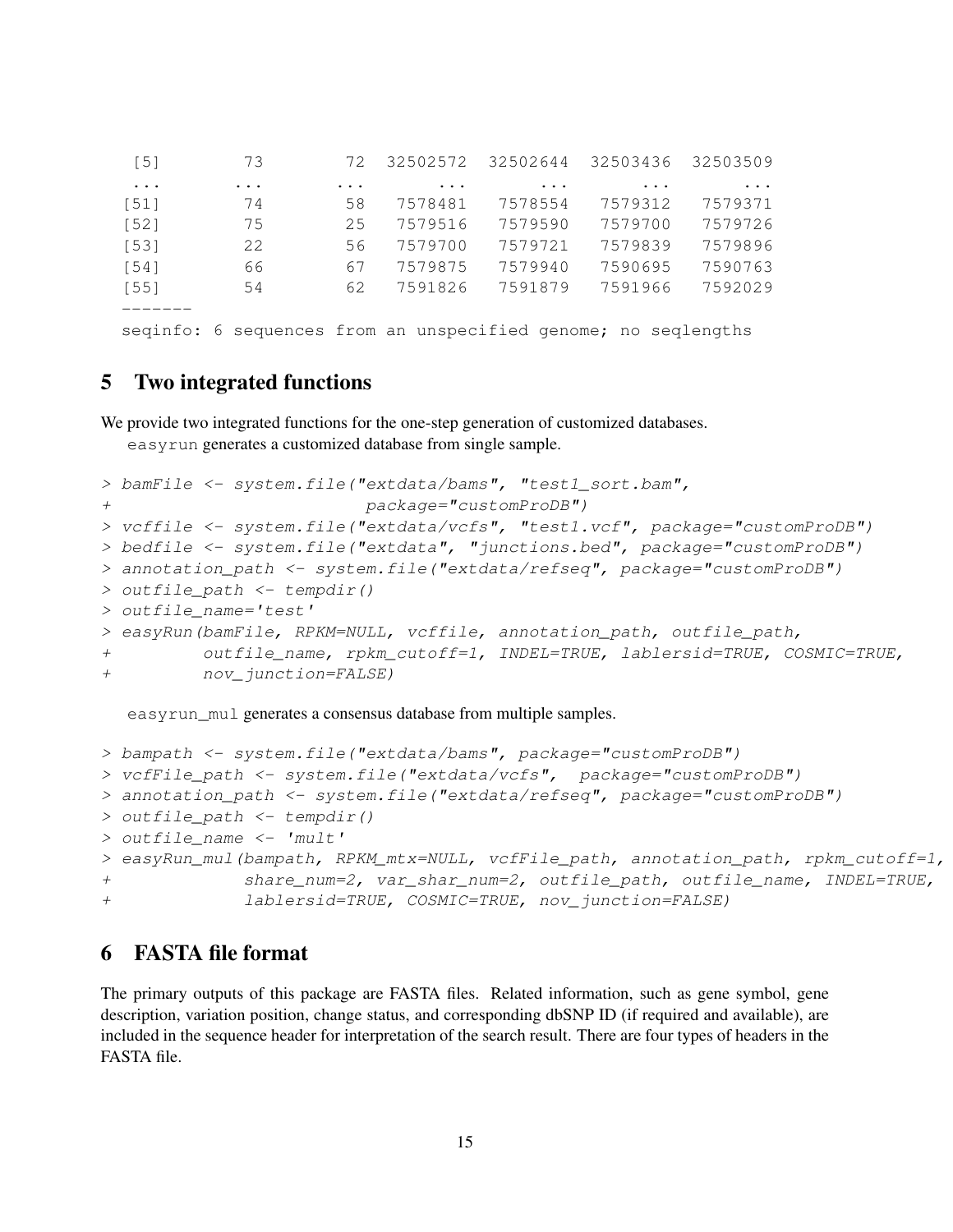```
  [5]        73        72  32502572  32502644  32503436  32503509
  ...       ...       ...       ...       ...       ...       ...
 [51]        74        58   7578481   7578554   7579312   7579371
 [52]        75        25   7579516   7579590   7579700   7579726
 [53]        22        56   7579700   7579721   7579839   7579896
 [54]        66        67   7579875   7579940   7590695   7590763
 [55]        54        62   7591826   7591879   7591966   7592029
 -------
 seqinfo: 6 sequences from an unspecified genome; no seqlengths
```

## 5 Two integrated functions

We provide two integrated functions for the one-step generation of customized databases.

`easyrun` generates a customized database from single sample.

```
> bamFile <- system.file("extdata/bams", "test1_sort.bam",
+                         package="customProDB")
> vcffile <- system.file("extdata/vcfs", "test1.vcf", package="customProDB")
> bedfile <- system.file("extdata", "junctions.bed", package="customProDB")
> annotation_path <- system.file("extdata/refseq", package="customProDB")
> outfile_path <- tempdir()
> outfile_name='test'
> easyRun(bamFile, RPKM=NULL, vcffile, annotation_path, outfile_path,
+         outfile_name, rpkm_cutoff=1, INDEL=TRUE, lablersid=TRUE, COSMIC=TRUE,
+         nov_junction=FALSE)
```

`easyrun_mul` generates a consensus database from multiple samples.

```
> bampath <- system.file("extdata/bams", package="customProDB")
> vcfFile_path <- system.file("extdata/vcfs",  package="customProDB")
> annotation_path <- system.file("extdata/refseq", package="customProDB")
> outfile_path <- tempdir()
> outfile_name <- 'mult'
> easyRun_mul(bampath, RPKM_mtx=NULL, vcfFile_path, annotation_path, rpkm_cutoff=1,
+             share_num=2, var_shar_num=2, outfile_path, outfile_name, INDEL=TRUE,
+             lablersid=TRUE, COSMIC=TRUE, nov_junction=FALSE)
```

## 6 FASTA file format

The primary outputs of this package are FASTA files. Related information, such as gene symbol, gene description, variation position, change status, and corresponding dbSNP ID (if required and available), are included in the sequence header for interpretation of the search result. There are four types of headers in the FASTA file.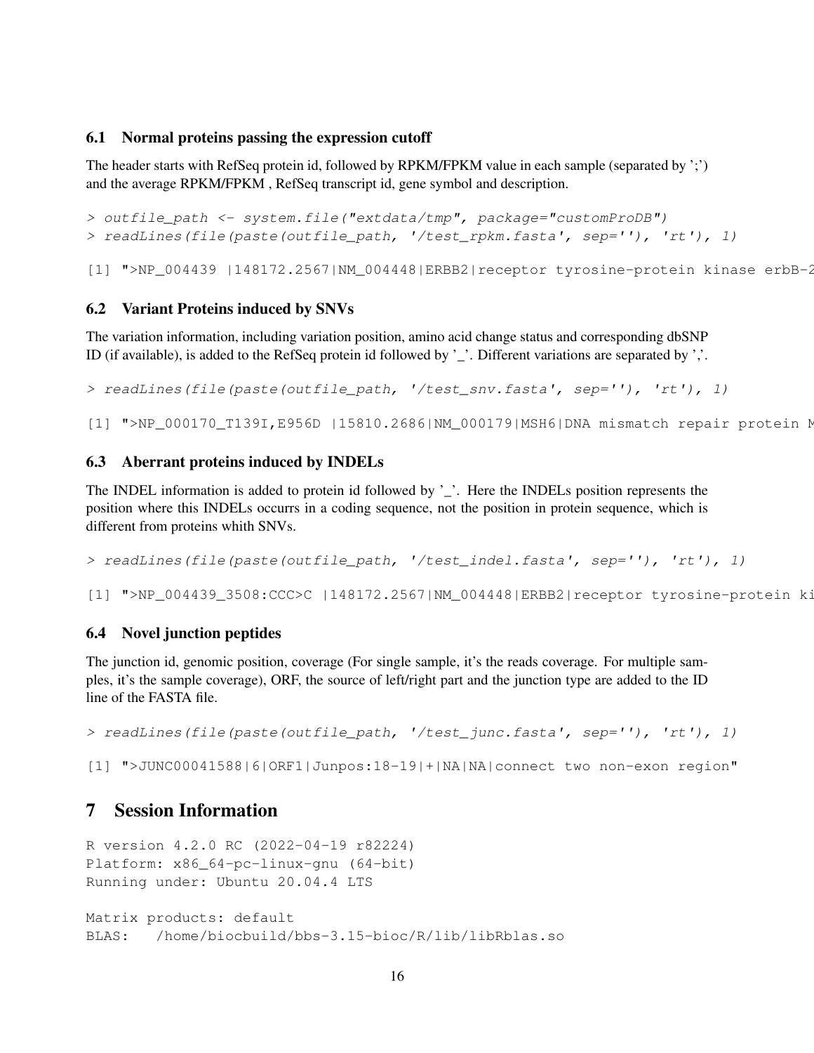## 6.1 Normal proteins passing the expression cutoff

The header starts with RefSeq protein id, followed by RPKM/FPKM value in each sample (separated by ';') and the average RPKM/FPKM , RefSeq transcript id, gene symbol and description.

```
> outfile_path <- system.file("extdata/tmp", package="customProDB")
> readLines(file(paste(outfile_path, '/test_rpkm.fasta', sep=''), 'rt'), 1)
```

```
[1] ">NP_004439 |148172.2567|NM_004448|ERBB2|receptor tyrosine-protein kinase erbB-2
```

## 6.2 Variant Proteins induced by SNVs

The variation information, including variation position, amino acid change status and corresponding dbSNP ID (if available), is added to the RefSeq protein id followed by '_'. Different variations are separated by ','.

```
> readLines(file(paste(outfile_path, '/test_snv.fasta', sep=''), 'rt'), 1)
```

```
[1] ">NP_000170_T139I,E956D |15810.2686|NM_000179|MSH6|DNA mismatch repair protein M
```

## 6.3 Aberrant proteins induced by INDELs

The INDEL information is added to protein id followed by '_'. Here the INDELs position represents the position where this INDELs occurrs in a coding sequence, not the position in protein sequence, which is different from proteins whith SNVs.

```
> readLines(file(paste(outfile_path, '/test_indel.fasta', sep=''), 'rt'), 1)
```

```
[1] ">NP_004439_3508:CCC>C |148172.2567|NM_004448|ERBB2|receptor tyrosine-protein ki
```

## 6.4 Novel junction peptides

The junction id, genomic position, coverage (For single sample, it's the reads coverage. For multiple samples, it's the sample coverage), ORF, the source of left/right part and the junction type are added to the ID line of the FASTA file.

```
> readLines(file(paste(outfile_path, '/test_junc.fasta', sep=''), 'rt'), 1)
```

```
[1] ">JUNC00041588|6|ORF1|Junpos:18-19|+|NA|NA|connect two non-exon region"
```

# 7 Session Information

```
R version 4.2.0 RC (2022-04-19 r82224)
Platform: x86_64-pc-linux-gnu (64-bit)
Running under: Ubuntu 20.04.4 LTS

Matrix products: default
BLAS:   /home/biocbuild/bbs-3.15-bioc/R/lib/libRblas.so
```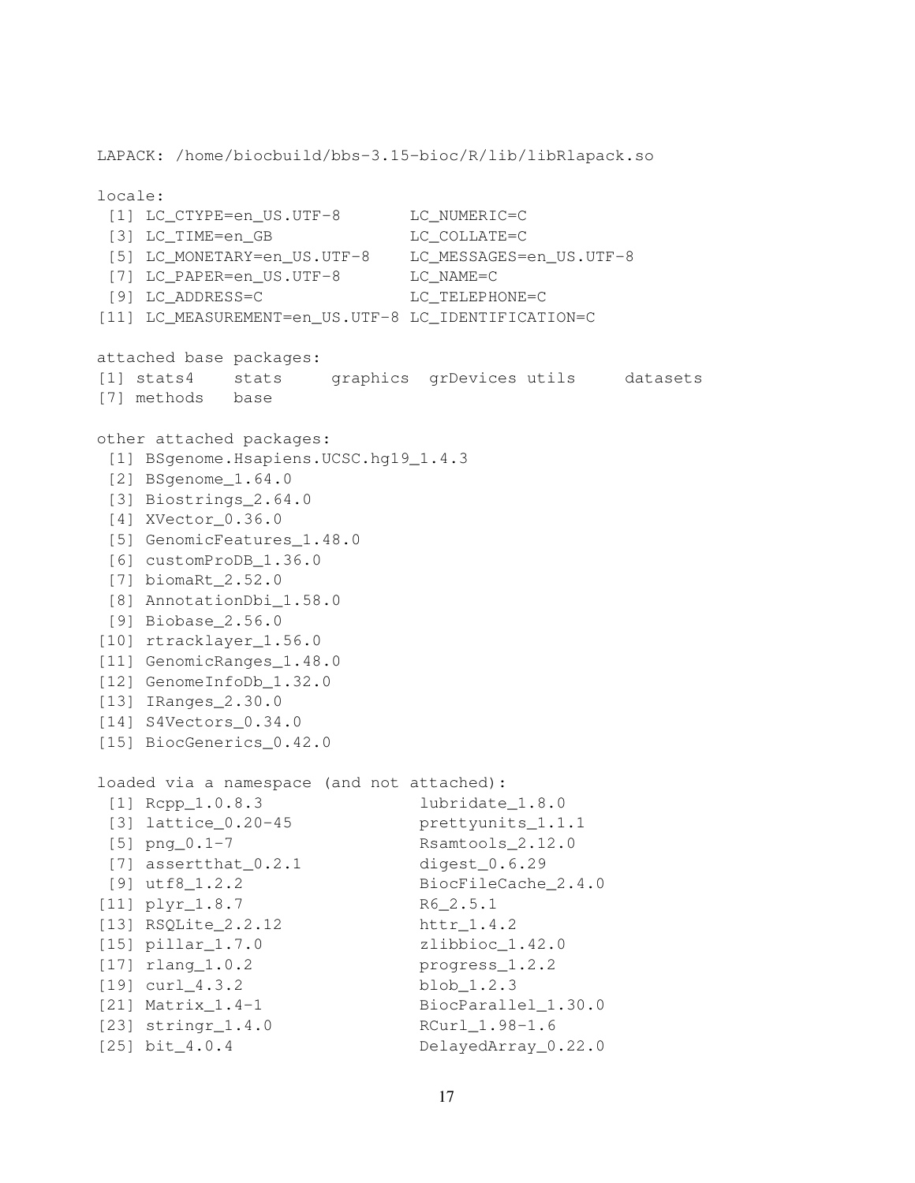```
LAPACK: /home/biocbuild/bbs-3.15-bioc/R/lib/libRlapack.so

locale:
 [1] LC_CTYPE=en_US.UTF-8       LC_NUMERIC=C
 [3] LC_TIME=en_GB              LC_COLLATE=C
 [5] LC_MONETARY=en_US.UTF-8    LC_MESSAGES=en_US.UTF-8
 [7] LC_PAPER=en_US.UTF-8       LC_NAME=C
 [9] LC_ADDRESS=C               LC_TELEPHONE=C
[11] LC_MEASUREMENT=en_US.UTF-8 LC_IDENTIFICATION=C

attached base packages:
[1] stats4    stats     graphics  grDevices utils     datasets
[7] methods   base

other attached packages:
 [1] BSgenome.Hsapiens.UCSC.hg19_1.4.3
 [2] BSgenome_1.64.0
 [3] Biostrings_2.64.0
 [4] XVector_0.36.0
 [5] GenomicFeatures_1.48.0
 [6] customProDB_1.36.0
 [7] biomaRt_2.52.0
 [8] AnnotationDbi_1.58.0
 [9] Biobase_2.56.0
[10] rtracklayer_1.56.0
[11] GenomicRanges_1.48.0
[12] GenomeInfoDb_1.32.0
[13] IRanges_2.30.0
[14] S4Vectors_0.34.0
[15] BiocGenerics_0.42.0

loaded via a namespace (and not attached):
 [1] Rcpp_1.0.8.3               lubridate_1.8.0
 [3] lattice_0.20-45            prettyunits_1.1.1
 [5] png_0.1-7                  Rsamtools_2.12.0
 [7] assertthat_0.2.1           digest_0.6.29
 [9] utf8_1.2.2                 BiocFileCache_2.4.0
[11] plyr_1.8.7                 R6_2.5.1
[13] RSQLite_2.2.12             httr_1.4.2
[15] pillar_1.7.0               zlibbioc_1.42.0
[17] rlang_1.0.2                progress_1.2.2
[19] curl_4.3.2                 blob_1.2.3
[21] Matrix_1.4-1               BiocParallel_1.30.0
[23] stringr_1.4.0              RCurl_1.98-1.6
[25] bit_4.0.4                  DelayedArray_0.22.0
```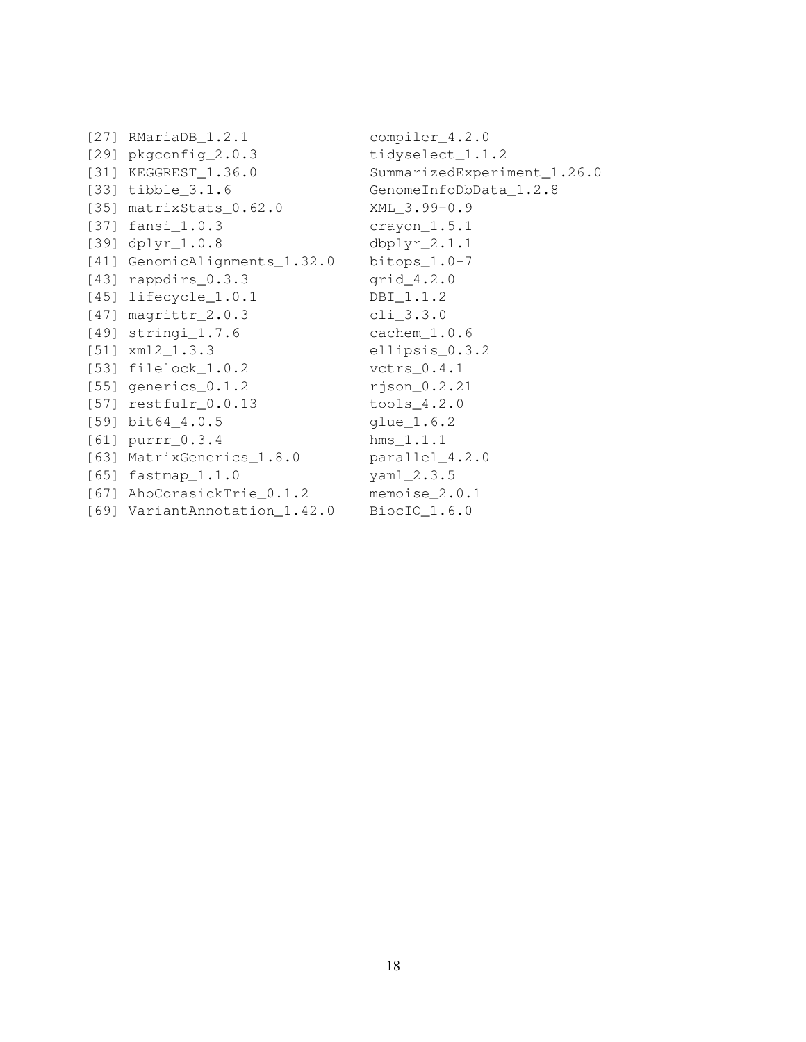```
[27] RMariaDB_1.2.1              compiler_4.2.0
[29] pkgconfig_2.0.3             tidyselect_1.1.2
[31] KEGGREST_1.36.0             SummarizedExperiment_1.26.0
[33] tibble_3.1.6                GenomeInfoDbData_1.2.8
[35] matrixStats_0.62.0          XML_3.99-0.9
[37] fansi_1.0.3                 crayon_1.5.1
[39] dplyr_1.0.8                 dbplyr_2.1.1
[41] GenomicAlignments_1.32.0    bitops_1.0-7
[43] rappdirs_0.3.3              grid_4.2.0
[45] lifecycle_1.0.1             DBI_1.1.2
[47] magrittr_2.0.3              cli_3.3.0
[49] stringi_1.7.6               cachem_1.0.6
[51] xml2_1.3.3                  ellipsis_0.3.2
[53] filelock_1.0.2              vctrs_0.4.1
[55] generics_0.1.2              rjson_0.2.21
[57] restfulr_0.0.13             tools_4.2.0
[59] bit64_4.0.5                 glue_1.6.2
[61] purrr_0.3.4                 hms_1.1.1
[63] MatrixGenerics_1.8.0        parallel_4.2.0
[65] fastmap_1.1.0               yaml_2.3.5
[67] AhoCorasickTrie_0.1.2       memoise_2.0.1
[69] VariantAnnotation_1.42.0    BiocIO_1.6.0
```